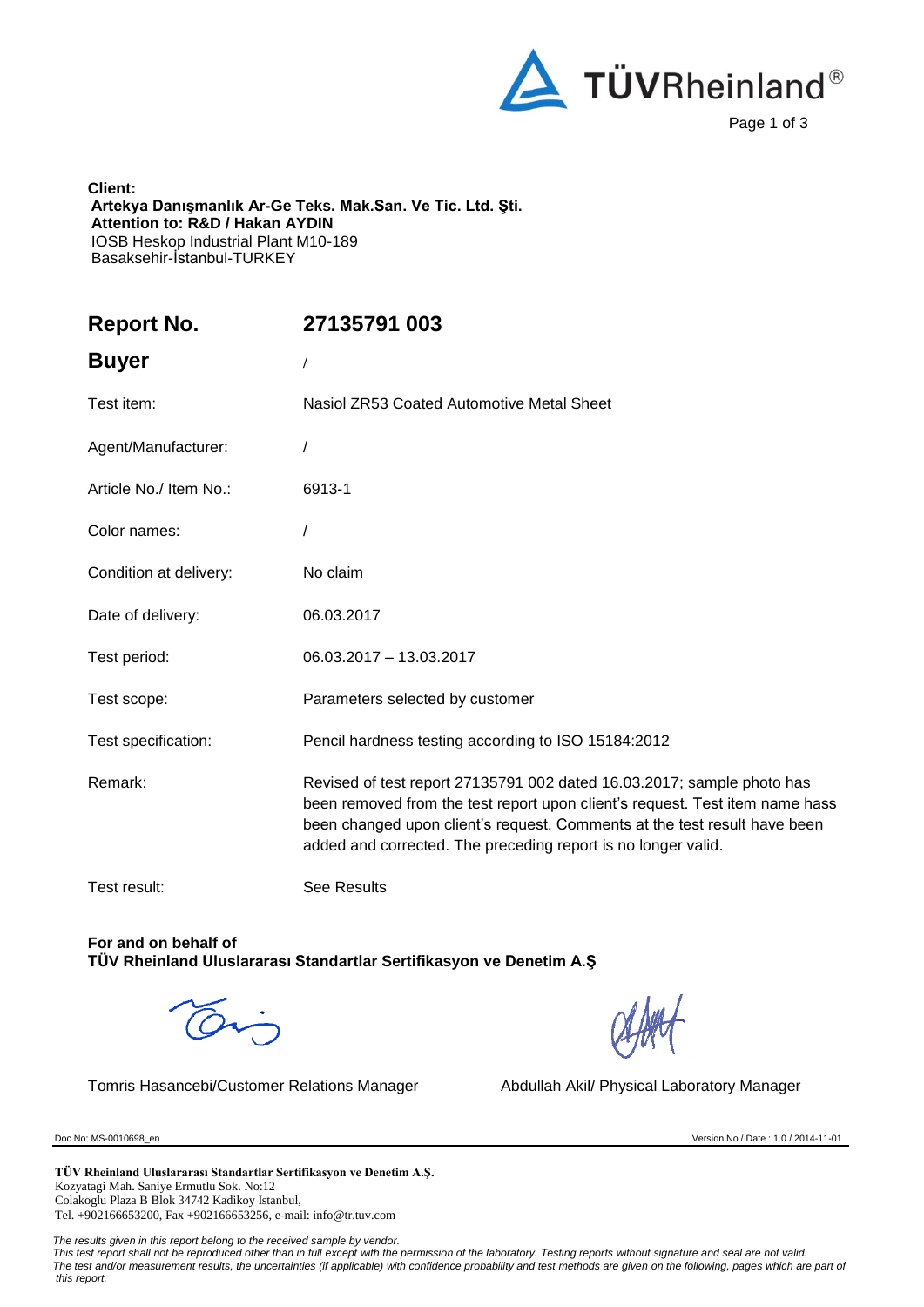**Client:**
**Artekya Danışmanlık Ar-Ge Teks. Mak.San. Ve Tic. Ltd. Şti.**
**Attention to: R&D / Hakan AYDIN**
IOSB Heskop Industrial Plant M10-189
Basaksehir-İstanbul-TURKEY

| | |
|---|---|
| **Report No.** | **27135791 003** |
| **Buyer** | / |
| Test item: | Nasiol ZR53 Coated Automotive Metal Sheet |
| Agent/Manufacturer: | / |
| Article No./ Item No.: | 6913-1 |
| Color names: | / |
| Condition at delivery: | No claim |
| Date of delivery: | 06.03.2017 |
| Test period: | 06.03.2017 – 13.03.2017 |
| Test scope: | Parameters selected by customer |
| Test specification: | Pencil hardness testing according to ISO 15184:2012 |
| Remark: | Revised of test report 27135791 002 dated 16.03.2017; sample photo has been removed from the test report upon client's request. Test item name hass been changed upon client's request. Comments at the test result have been added and corrected. The preceding report is no longer valid. |
| Test result: | See Results |

**For and on behalf of**
**TÜV Rheinland Uluslararası Standartlar Sertifikasyon ve Denetim A.Ş**

Tomris Hasancebi/Customer Relations Manager

Abdullah Akil/ Physical Laboratory Manager

Doc No: MS-0010698_en

Version No / Date : 1.0 / 2014-11-01

**TÜV Rheinland Uluslararası Standartlar Sertifikasyon ve Denetim A.Ş.**
Kozyatagi Mah. Saniye Ermutlu Sok. No:12
Colakoglu Plaza B Blok 34742 Kadikoy Istanbul,
Tel. +902166653200, Fax +902166653256, e-mail: info@tr.tuv.com

*The results given in this report belong to the received sample by vendor.*
*This test report shall not be reproduced other than in full except with the permission of the laboratory. Testing reports without signature and seal are not valid.*
*The test and/or measurement results, the uncertainties (if applicable) with confidence probability and test methods are given on the following, pages which are part of this report.*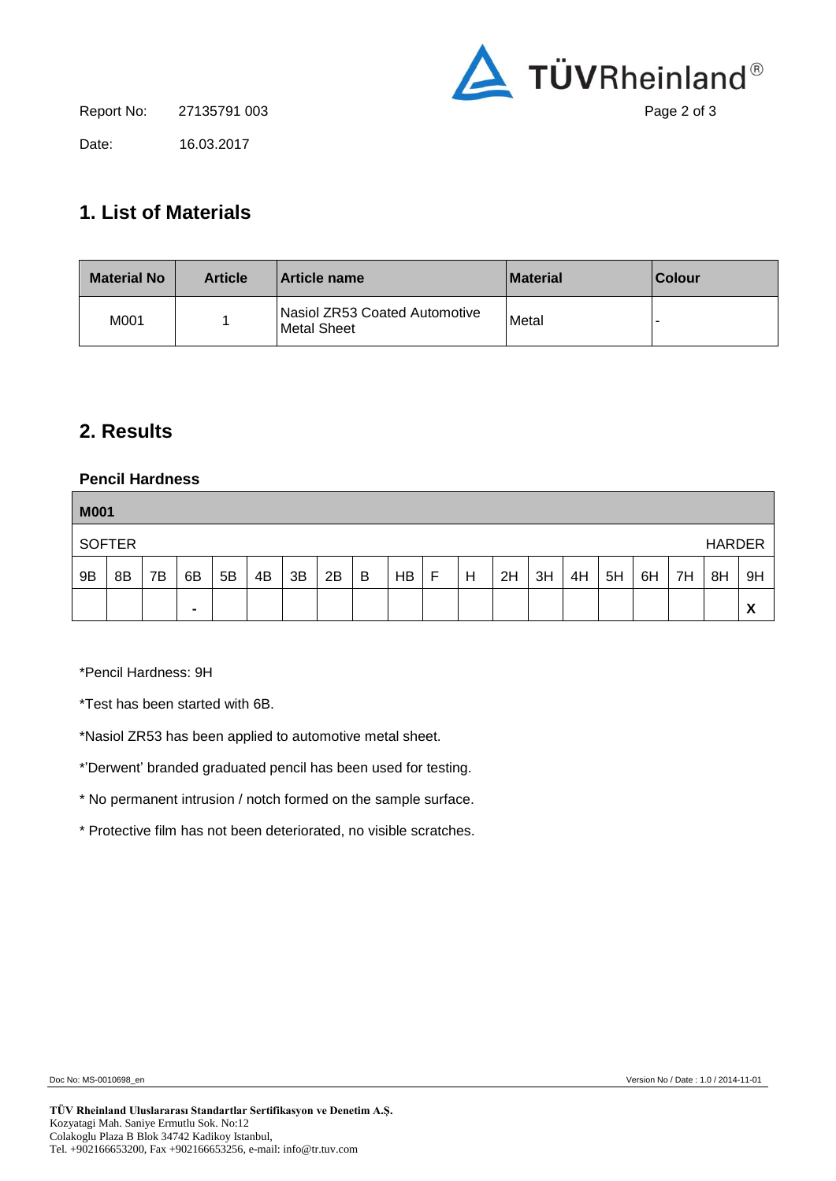Report No: 27135791 003

Date: 16.03.2017

## 1. List of Materials

| Material No | Article | Article name | Material | Colour |
|---|---|---|---|---|
| M001 | 1 | Nasiol ZR53 Coated Automotive Metal Sheet | Metal | - |

## 2. Results

### Pencil Hardness

| M001 | | | | | | | | | | | | | | | | | | | |
|---|---|---|---|---|---|---|---|---|---|---|---|---|---|---|---|---|---|---|---|
| SOFTER | | | | | | | | | | | | | | | | | | | HARDER |
| 9B | 8B | 7B | 6B | 5B | 4B | 3B | 2B | B | HB | F | H | 2H | 3H | 4H | 5H | 6H | 7H | 8H | 9H |
| | | | - | | | | | | | | | | | | | | | | X |

*Pencil Hardness: 9H

*Test has been started with 6B.

*Nasiol ZR53 has been applied to automotive metal sheet.

*'Derwent' branded graduated pencil has been used for testing.

* No permanent intrusion / notch formed on the sample surface.

* Protective film has not been deteriorated, no visible scratches.

Doc No: MS-0010698_en

Version No / Date : 1.0 / 2014-11-01

**TÜV Rheinland Uluslararası Standartlar Sertifikasyon ve Denetim A.Ş.**
Kozyatagi Mah. Saniye Ermutlu Sok. No:12
Colakoglu Plaza B Blok 34742 Kadikoy Istanbul,
Tel. +902166653200, Fax +902166653256, e-mail: info@tr.tuv.com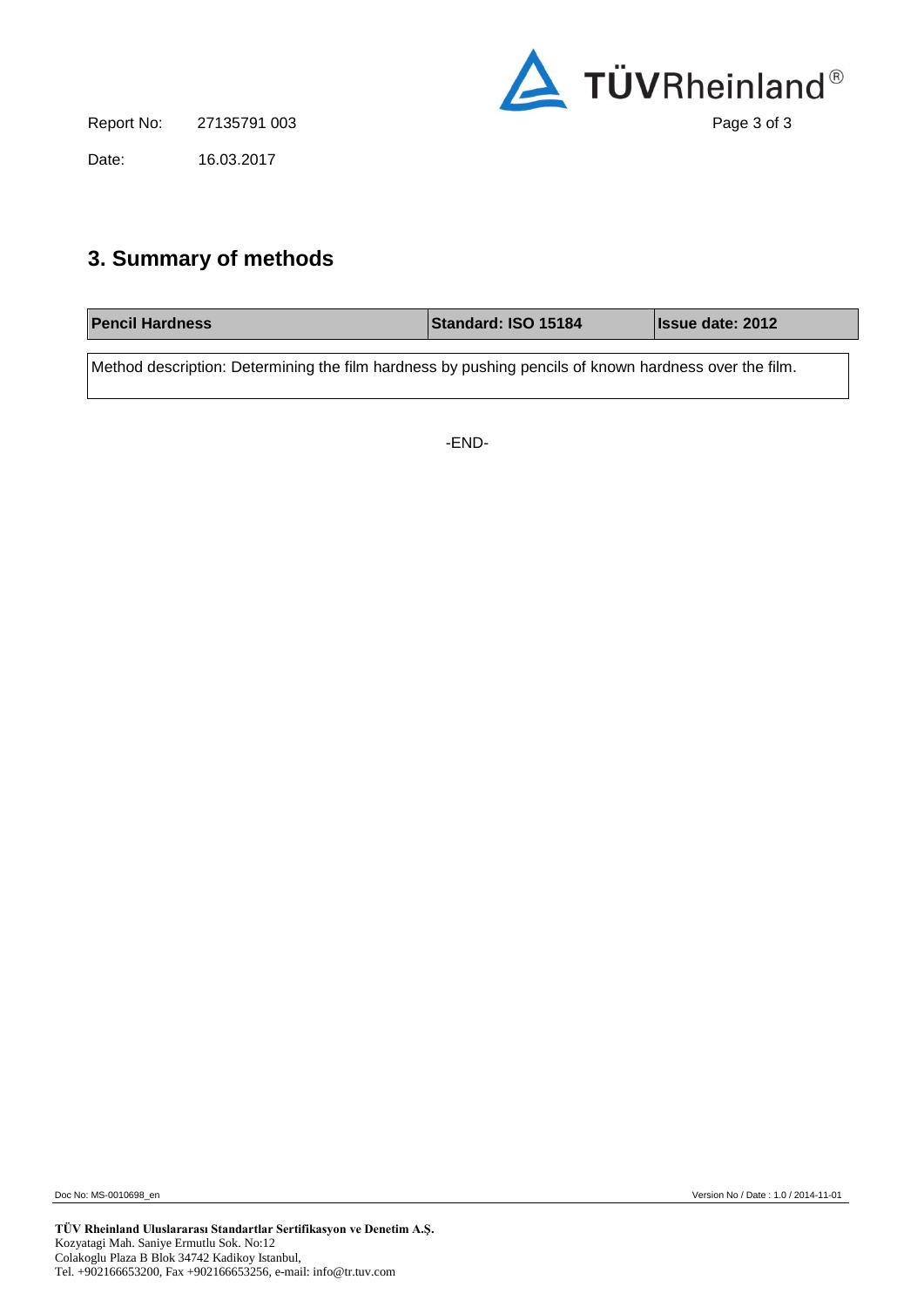Report No: 27135791 003

Date: 16.03.2017

## 3. Summary of methods

| Pencil Hardness | Standard: ISO 15184 | Issue date: 2012 |
|---|---|---|

Method description: Determining the film hardness by pushing pencils of known hardness over the film.

-END-

Doc No: MS-0010698_en Version No / Date : 1.0 / 2014-11-01

**TÜV Rheinland Uluslararası Standartlar Sertifikasyon ve Denetim A.Ş.**
Kozyatagi Mah. Saniye Ermutlu Sok. No:12
Colakoglu Plaza B Blok 34742 Kadikoy Istanbul,
Tel. +902166653200, Fax +902166653256, e-mail: info@tr.tuv.com